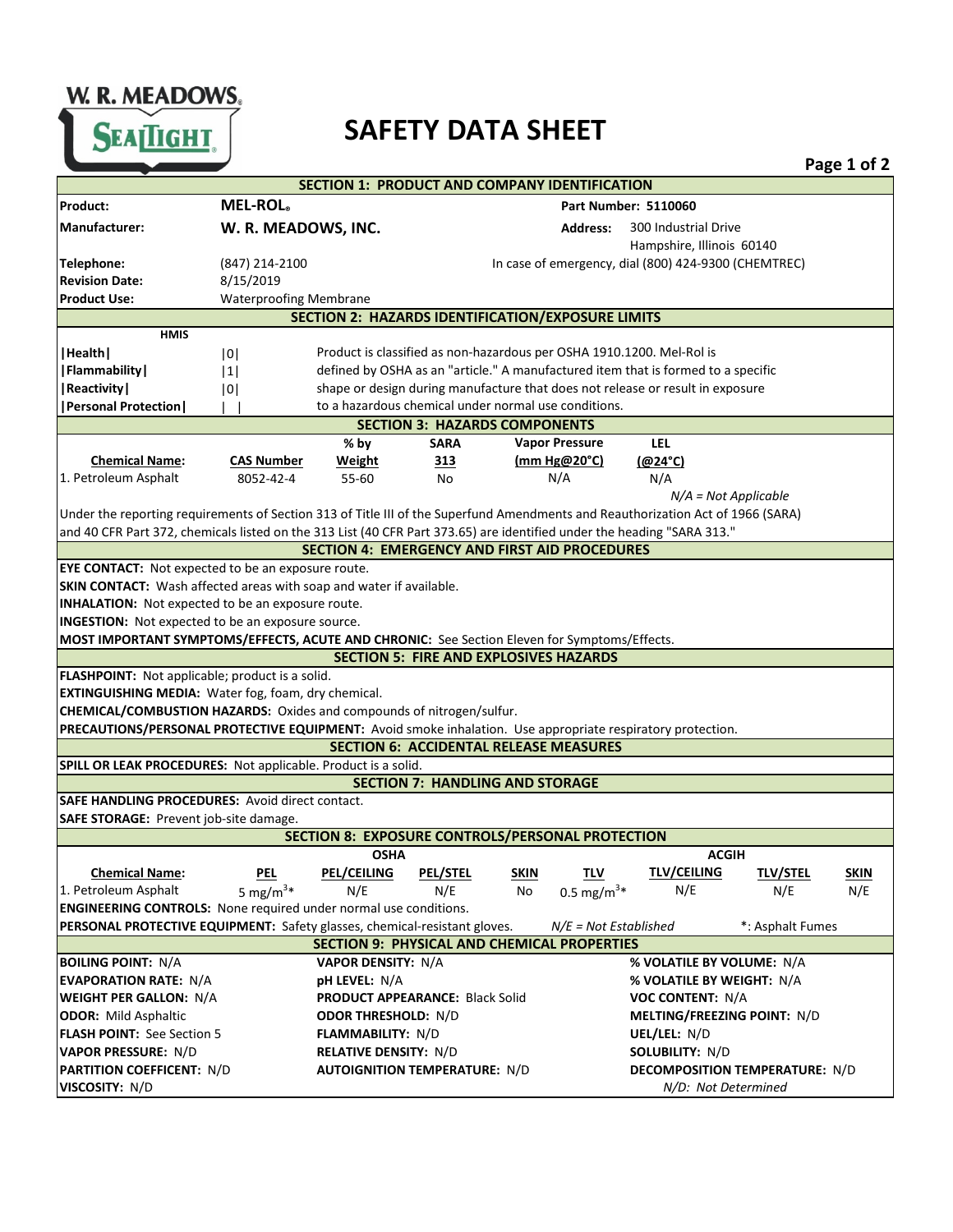W. R. MEADOWS SEALTIGHT

# SAFETY DATA SHEET

## SECTION 1: PRODUCT AND COMPANY IDENTIFICATION

| | | | |
|---|---|---|---|
| **Product:** | **MEL-ROL®** | **Part Number: 5110060** | |
| **Manufacturer:** | **W. R. MEADOWS, INC.** | **Address:** | 300 Industrial Drive<br>Hampshire, Illinois 60140 |
| **Telephone:** | (847) 214-2100 | In case of emergency, dial (800) 424-9300 (CHEMTREC) | |
| **Revision Date:** | 8/15/2019 | | |
| **Product Use:** | Waterproofing Membrane | | |

## SECTION 2: HAZARDS IDENTIFICATION/EXPOSURE LIMITS

| **HMIS** | | |
|---|---|---|
| **\|Health\|** | \|0\| | Product is classified as non-hazardous per OSHA 1910.1200. Mel-Rol is defined by OSHA as an "article." A manufactured item that is formed to a specific shape or design during manufacture that does not release or result in exposure to a hazardous chemical under normal use conditions. |
| **\|Flammability\|** | \|1\| | |
| **\|Reactivity\|** | \|0\| | |
| **\|Personal Protection\|** | \| \| | |

## SECTION 3: HAZARDS COMPONENTS

| Chemical Name: | CAS Number | % by Weight | SARA 313 | Vapor Pressure (mm Hg@20°C) | LEL (@24°C) |
|---|---|---|---|---|---|
| 1. Petroleum Asphalt | 8052-42-4 | 55-60 | No | N/A | N/A |

*N/A = Not Applicable*

Under the reporting requirements of Section 313 of Title III of the Superfund Amendments and Reauthorization Act of 1966 (SARA) and 40 CFR Part 372, chemicals listed on the 313 List (40 CFR Part 373.65) are identified under the heading "SARA 313."

## SECTION 4: EMERGENCY AND FIRST AID PROCEDURES

**EYE CONTACT:** Not expected to be an exposure route.

**SKIN CONTACT:** Wash affected areas with soap and water if available.

**INHALATION:** Not expected to be an exposure route.

**INGESTION:** Not expected to be an exposure source.

**MOST IMPORTANT SYMPTOMS/EFFECTS, ACUTE AND CHRONIC:** See Section Eleven for Symptoms/Effects.

## SECTION 5: FIRE AND EXPLOSIVES HAZARDS

**FLASHPOINT:** Not applicable; product is a solid.

**EXTINGUISHING MEDIA:** Water fog, foam, dry chemical.

**CHEMICAL/COMBUSTION HAZARDS:** Oxides and compounds of nitrogen/sulfur.

**PRECAUTIONS/PERSONAL PROTECTIVE EQUIPMENT:** Avoid smoke inhalation. Use appropriate respiratory protection.

## SECTION 6: ACCIDENTAL RELEASE MEASURES

**SPILL OR LEAK PROCEDURES:** Not applicable. Product is a solid.

## SECTION 7: HANDLING AND STORAGE

**SAFE HANDLING PROCEDURES:** Avoid direct contact.

**SAFE STORAGE:** Prevent job-site damage.

## SECTION 8: EXPOSURE CONTROLS/PERSONAL PROTECTION

| | OSHA | | | | ACGIH | | | |
|---|---|---|---|---|---|---|---|---|
| **Chemical Name:** | **PEL** | **PEL/CEILING** | **PEL/STEL** | **SKIN** | **TLV** | **TLV/CEILING** | **TLV/STEL** | **SKIN** |
| 1. Petroleum Asphalt | 5 $mg/m^3$* | N/E | N/E | No | 0.5 $mg/m^3$* | N/E | N/E | N/E |

**ENGINEERING CONTROLS:** None required under normal use conditions.

**PERSONAL PROTECTIVE EQUIPMENT:** Safety glasses, chemical-resistant gloves. *N/E = Not Established* *: Asphalt Fumes

## SECTION 9: PHYSICAL AND CHEMICAL PROPERTIES

| | | |
|---|---|---|
| **BOILING POINT:** N/A | **VAPOR DENSITY:** N/A | **% VOLATILE BY VOLUME:** N/A |
| **EVAPORATION RATE:** N/A | **pH LEVEL:** N/A | **% VOLATILE BY WEIGHT:** N/A |
| **WEIGHT PER GALLON:** N/A | **PRODUCT APPEARANCE:** Black Solid | **VOC CONTENT:** N/A |
| **ODOR:** Mild Asphaltic | **ODOR THRESHOLD:** N/D | **MELTING/FREEZING POINT:** N/D |
| **FLASH POINT:** See Section 5 | **FLAMMABILITY:** N/D | **UEL/LEL:** N/D |
| **VAPOR PRESSURE:** N/D | **RELATIVE DENSITY:** N/D | **SOLUBILITY:** N/D |
| **PARTITION COEFFICENT:** N/D | **AUTOIGNITION TEMPERATURE:** N/D | **DECOMPOSITION TEMPERATURE:** N/D |
| **VISCOSITY:** N/D | | *N/D: Not Determined* |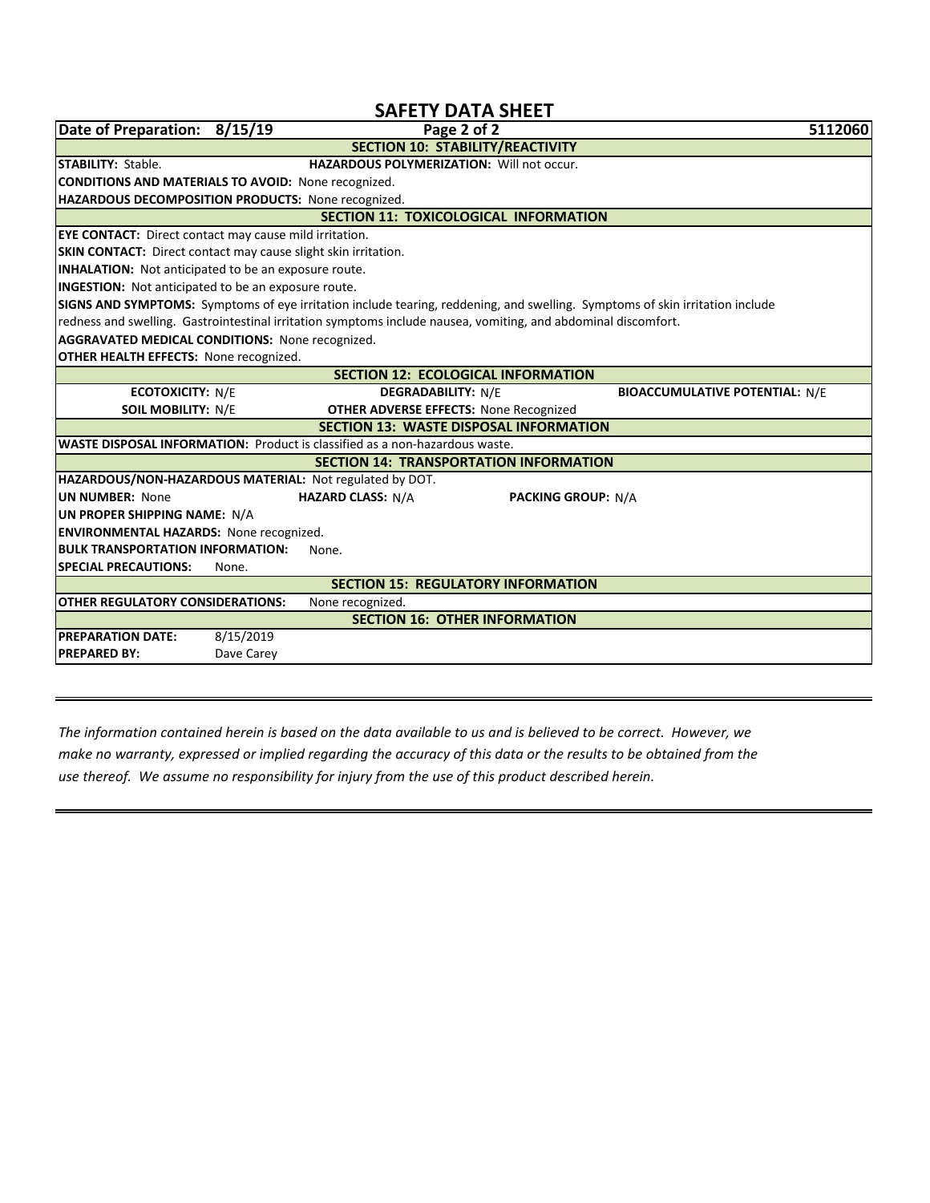# SAFETY DATA SHEET

**Date of Preparation: 8/15/19** **5112060**

## SECTION 10: STABILITY/REACTIVITY

**STABILITY:** Stable. **HAZARDOUS POLYMERIZATION:** Will not occur.

**CONDITIONS AND MATERIALS TO AVOID:** None recognized.

**HAZARDOUS DECOMPOSITION PRODUCTS:** None recognized.

## SECTION 11: TOXICOLOGICAL INFORMATION

**EYE CONTACT:** Direct contact may cause mild irritation.

**SKIN CONTACT:** Direct contact may cause slight skin irritation.

**INHALATION:** Not anticipated to be an exposure route.

**INGESTION:** Not anticipated to be an exposure route.

**SIGNS AND SYMPTOMS:** Symptoms of eye irritation include tearing, reddening, and swelling. Symptoms of skin irritation include redness and swelling. Gastrointestinal irritation symptoms include nausea, vomiting, and abdominal discomfort.

**AGGRAVATED MEDICAL CONDITIONS:** None recognized.

**OTHER HEALTH EFFECTS:** None recognized.

## SECTION 12: ECOLOGICAL INFORMATION

**ECOTOXICITY:** N/E **DEGRADABILITY:** N/E **BIOACCUMULATIVE POTENTIAL:** N/E

**SOIL MOBILITY:** N/E **OTHER ADVERSE EFFECTS:** None Recognized

## SECTION 13: WASTE DISPOSAL INFORMATION

**WASTE DISPOSAL INFORMATION:** Product is classified as a non-hazardous waste.

## SECTION 14: TRANSPORTATION INFORMATION

**HAZARDOUS/NON-HAZARDOUS MATERIAL:** Not regulated by DOT.

**UN NUMBER:** None **HAZARD CLASS:** N/A **PACKING GROUP:** N/A

**UN PROPER SHIPPING NAME:** N/A

**ENVIRONMENTAL HAZARDS:** None recognized.

**BULK TRANSPORTATION INFORMATION:** None.

**SPECIAL PRECAUTIONS:** None.

## SECTION 15: REGULATORY INFORMATION

**OTHER REGULATORY CONSIDERATIONS:** None recognized.

## SECTION 16: OTHER INFORMATION

**PREPARATION DATE:** 8/15/2019

**PREPARED BY:** Dave Carey

---

*The information contained herein is based on the data available to us and is believed to be correct. However, we make no warranty, expressed or implied regarding the accuracy of this data or the results to be obtained from the use thereof. We assume no responsibility for injury from the use of this product described herein.*